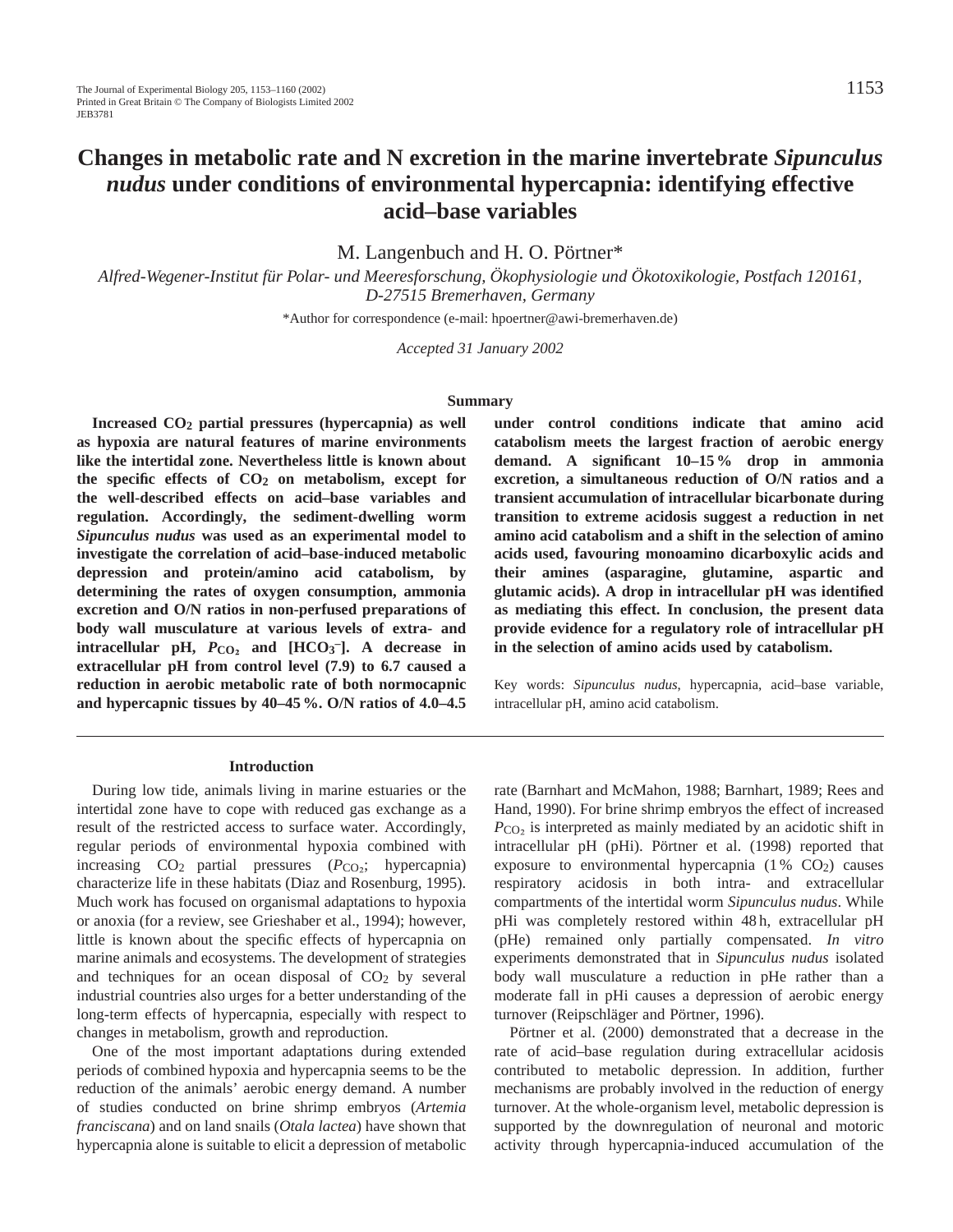# Changes in metabolic rate and N excretion in the marine invertebrate *Sipunculus nudus* under conditions of environmental hypercapnia: identifying effective acid–base variables

M. Langenbuch and H. O. Pörtner*

*Alfred-Wegener-Institut für Polar- und Meeresforschung, Ökophysiologie und Ökotoxikologie, Postfach 120161, D-27515 Bremerhaven, Germany*

*Author for correspondence (e-mail: hpoertner@awi-bremerhaven.de)

*Accepted 31 January 2002*

## Summary

**Increased $CO_2$ partial pressures (hypercapnia) as well as hypoxia are natural features of marine environments like the intertidal zone. Nevertheless little is known about the specific effects of $CO_2$ on metabolism, except for the well-described effects on acid–base variables and regulation. Accordingly, the sediment-dwelling worm *Sipunculus nudus* was used as an experimental model to investigate the correlation of acid–base-induced metabolic depression and protein/amino acid catabolism, by determining the rates of oxygen consumption, ammonia excretion and O/N ratios in non-perfused preparations of body wall musculature at various levels of extra- and intracellular pH, $P_{CO_2}$ and [$HCO_3^-$]. A decrease in extracellular pH from control level (7.9) to 6.7 caused a reduction in aerobic metabolic rate of both normocapnic and hypercapnic tissues by 40–45 %. O/N ratios of 4.0–4.5 under control conditions indicate that amino acid catabolism meets the largest fraction of aerobic energy demand. A significant 10–15 % drop in ammonia excretion, a simultaneous reduction of O/N ratios and a transient accumulation of intracellular bicarbonate during transition to extreme acidosis suggest a reduction in net amino acid catabolism and a shift in the selection of amino acids used, favouring monoamino dicarboxylic acids and their amines (asparagine, glutamine, aspartic and glutamic acids). A drop in intracellular pH was identified as mediating this effect. In conclusion, the present data provide evidence for a regulatory role of intracellular pH in the selection of amino acids used by catabolism.**

Key words: *Sipunculus nudus*, hypercapnia, acid–base variable, intracellular pH, amino acid catabolism.

## Introduction

During low tide, animals living in marine estuaries or the intertidal zone have to cope with reduced gas exchange as a result of the restricted access to surface water. Accordingly, regular periods of environmental hypoxia combined with increasing $CO_2$ partial pressures ($P_{CO_2}$; hypercapnia) characterize life in these habitats (Diaz and Rosenburg, 1995). Much work has focused on organismal adaptations to hypoxia or anoxia (for a review, see Grieshaber et al., 1994); however, little is known about the specific effects of hypercapnia on marine animals and ecosystems. The development of strategies and techniques for an ocean disposal of $CO_2$ by several industrial countries also urges for a better understanding of the long-term effects of hypercapnia, especially with respect to changes in metabolism, growth and reproduction.

One of the most important adaptations during extended periods of combined hypoxia and hypercapnia seems to be the reduction of the animals' aerobic energy demand. A number of studies conducted on brine shrimp embryos (*Artemia franciscana*) and on land snails (*Otala lactea*) have shown that hypercapnia alone is suitable to elicit a depression of metabolic rate (Barnhart and McMahon, 1988; Barnhart, 1989; Rees and Hand, 1990). For brine shrimp embryos the effect of increased $P_{CO_2}$ is interpreted as mainly mediated by an acidotic shift in intracellular pH (pHi). Pörtner et al. (1998) reported that exposure to environmental hypercapnia (1 % $CO_2$) causes respiratory acidosis in both intra- and extracellular compartments of the intertidal worm *Sipunculus nudus*. While pHi was completely restored within 48 h, extracellular pH (pHe) remained only partially compensated. *In vitro* experiments demonstrated that in *Sipunculus nudus* isolated body wall musculature a reduction in pHe rather than a moderate fall in pHi causes a depression of aerobic energy turnover (Reipschläger and Pörtner, 1996).

Pörtner et al. (2000) demonstrated that a decrease in the rate of acid–base regulation during extracellular acidosis contributed to metabolic depression. In addition, further mechanisms are probably involved in the reduction of energy turnover. At the whole-organism level, metabolic depression is supported by the downregulation of neuronal and motoric activity through hypercapnia-induced accumulation of the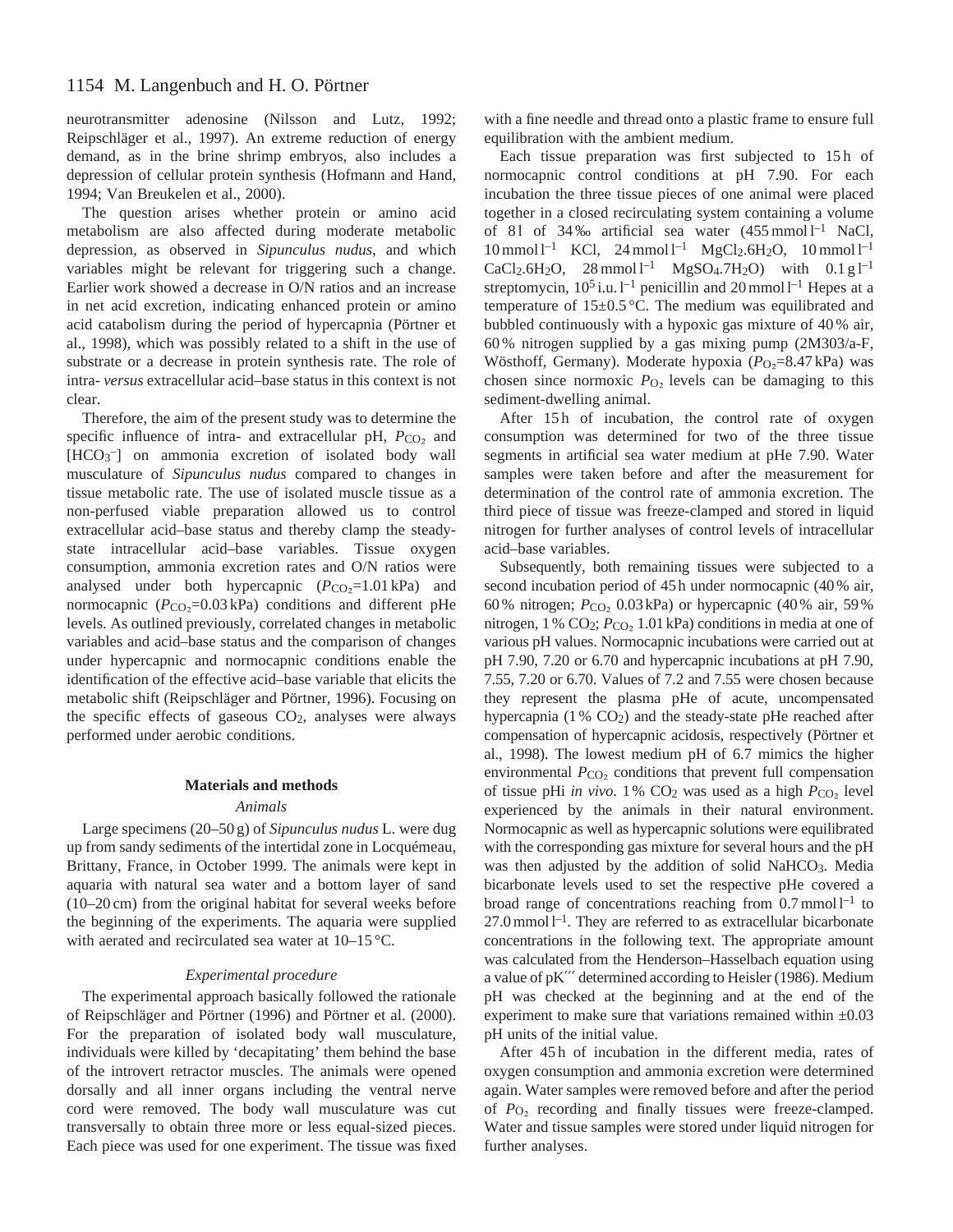neurotransmitter adenosine (Nilsson and Lutz, 1992; Reipschläger et al., 1997). An extreme reduction of energy demand, as in the brine shrimp embryos, also includes a depression of cellular protein synthesis (Hofmann and Hand, 1994; Van Breukelen et al., 2000).

The question arises whether protein or amino acid metabolism are also affected during moderate metabolic depression, as observed in *Sipunculus nudus*, and which variables might be relevant for triggering such a change. Earlier work showed a decrease in O/N ratios and an increase in net acid excretion, indicating enhanced protein or amino acid catabolism during the period of hypercapnia (Pörtner et al., 1998), which was possibly related to a shift in the use of substrate or a decrease in protein synthesis rate. The role of intra- *versus* extracellular acid–base status in this context is not clear.

Therefore, the aim of the present study was to determine the specific influence of intra- and extracellular pH, $P_{CO_2}$ and $[HCO_3^-]$ on ammonia excretion of isolated body wall musculature of *Sipunculus nudus* compared to changes in tissue metabolic rate. The use of isolated muscle tissue as a non-perfused viable preparation allowed us to control extracellular acid–base status and thereby clamp the steady-state intracellular acid–base variables. Tissue oxygen consumption, ammonia excretion rates and O/N ratios were analysed under both hypercapnic ($P_{CO_2}$=1.01 kPa) and normocapnic ($P_{CO_2}$=0.03 kPa) conditions and different pHe levels. As outlined previously, correlated changes in metabolic variables and acid–base status and the comparison of changes under hypercapnic and normocapnic conditions enable the identification of the effective acid–base variable that elicits the metabolic shift (Reipschläger and Pörtner, 1996). Focusing on the specific effects of gaseous $CO_2$, analyses were always performed under aerobic conditions.

## Materials and methods

### Animals

Large specimens (20–50 g) of *Sipunculus nudus* L. were dug up from sandy sediments of the intertidal zone in Locquémeau, Brittany, France, in October 1999. The animals were kept in aquaria with natural sea water and a bottom layer of sand (10–20 cm) from the original habitat for several weeks before the beginning of the experiments. The aquaria were supplied with aerated and recirculated sea water at 10–15 °C.

### Experimental procedure

The experimental approach basically followed the rationale of Reipschläger and Pörtner (1996) and Pörtner et al. (2000). For the preparation of isolated body wall musculature, individuals were killed by 'decapitating' them behind the base of the introvert retractor muscles. The animals were opened dorsally and all inner organs including the ventral nerve cord were removed. The body wall musculature was cut transversally to obtain three more or less equal-sized pieces. Each piece was used for one experiment. The tissue was fixed with a fine needle and thread onto a plastic frame to ensure full equilibration with the ambient medium.

Each tissue preparation was first subjected to 15 h of normocapnic control conditions at pH 7.90. For each incubation the three tissue pieces of one animal were placed together in a closed recirculating system containing a volume of 8 l of 34 ‰ artificial sea water (455 mmol l$^{-1}$ NaCl, 10 mmol l$^{-1}$ KCl, 24 mmol l$^{-1}$ $MgCl_2.6H_2O$, 10 mmol l$^{-1}$ $CaCl_2.6H_2O$, 28 mmol l$^{-1}$ $MgSO_4.7H_2O$) with 0.1 g l$^{-1}$ streptomycin, $10^5$ i.u. l$^{-1}$ penicillin and 20 mmol l$^{-1}$ Hepes at a temperature of 15±0.5 °C. The medium was equilibrated and bubbled continuously with a hypoxic gas mixture of 40 % air, 60 % nitrogen supplied by a gas mixing pump (2M303/a-F, Wösthoff, Germany). Moderate hypoxia ($P_{O_2}$=8.47 kPa) was chosen since normoxic $P_{O_2}$ levels can be damaging to this sediment-dwelling animal.

After 15 h of incubation, the control rate of oxygen consumption was determined for two of the three tissue segments in artificial sea water medium at pHe 7.90. Water samples were taken before and after the measurement for determination of the control rate of ammonia excretion. The third piece of tissue was freeze-clamped and stored in liquid nitrogen for further analyses of control levels of intracellular acid–base variables.

Subsequently, both remaining tissues were subjected to a second incubation period of 45 h under normocapnic (40 % air, 60 % nitrogen; $P_{CO_2}$ 0.03 kPa) or hypercapnic (40 % air, 59 % nitrogen, 1 % $CO_2$; $P_{CO_2}$ 1.01 kPa) conditions in media at one of various pH values. Normocapnic incubations were carried out at pH 7.90, 7.20 or 6.70 and hypercapnic incubations at pH 7.90, 7.55, 7.20 or 6.70. Values of 7.2 and 7.55 were chosen because they represent the plasma pHe of acute, uncompensated hypercapnia (1 % $CO_2$) and the steady-state pHe reached after compensation of hypercapnic acidosis, respectively (Pörtner et al., 1998). The lowest medium pH of 6.7 mimics the higher environmental $P_{CO_2}$ conditions that prevent full compensation of tissue pHi *in vivo*. 1 % $CO_2$ was used as a high $P_{CO_2}$ level experienced by the animals in their natural environment. Normocapnic as well as hypercapnic solutions were equilibrated with the corresponding gas mixture for several hours and the pH was then adjusted by the addition of solid $NaHCO_3$. Media bicarbonate levels used to set the respective pHe covered a broad range of concentrations reaching from 0.7 mmol l$^{-1}$ to 27.0 mmol l$^{-1}$. They are referred to as extracellular bicarbonate concentrations in the following text. The appropriate amount was calculated from the Henderson–Hasselbach equation using a value of pK′′′ determined according to Heisler (1986). Medium pH was checked at the beginning and at the end of the experiment to make sure that variations remained within ±0.03 pH units of the initial value.

After 45 h of incubation in the different media, rates of oxygen consumption and ammonia excretion were determined again. Water samples were removed before and after the period of $P_{O_2}$ recording and finally tissues were freeze-clamped. Water and tissue samples were stored under liquid nitrogen for further analyses.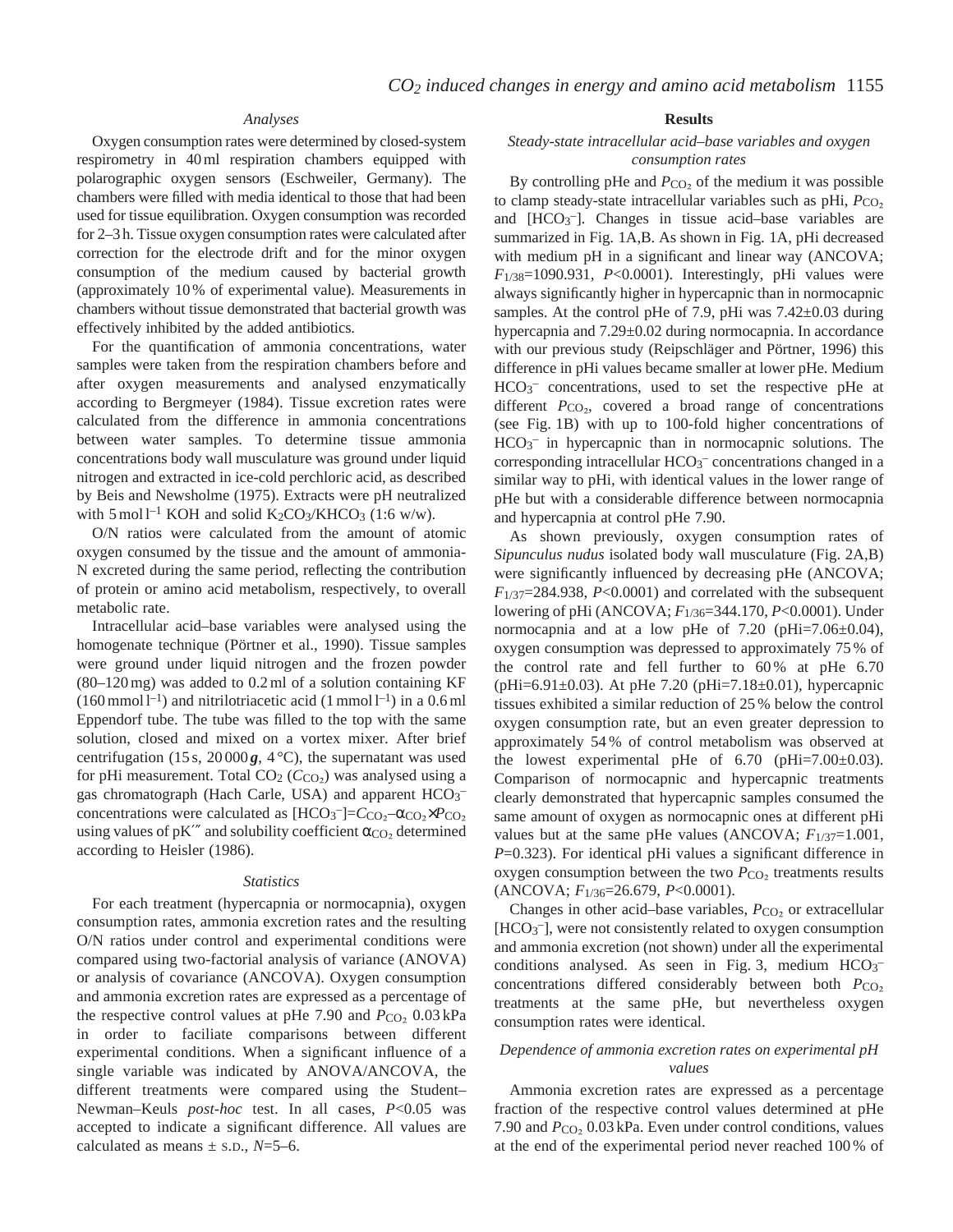### Analyses

Oxygen consumption rates were determined by closed-system respirometry in 40 ml respiration chambers equipped with polarographic oxygen sensors (Eschweiler, Germany). The chambers were filled with media identical to those that had been used for tissue equilibration. Oxygen consumption was recorded for 2–3 h. Tissue oxygen consumption rates were calculated after correction for the electrode drift and for the minor oxygen consumption of the medium caused by bacterial growth (approximately 10 % of experimental value). Measurements in chambers without tissue demonstrated that bacterial growth was effectively inhibited by the added antibiotics.

For the quantification of ammonia concentrations, water samples were taken from the respiration chambers before and after oxygen measurements and analysed enzymatically according to Bergmeyer (1984). Tissue excretion rates were calculated from the difference in ammonia concentrations between water samples. To determine tissue ammonia concentrations body wall musculature was ground under liquid nitrogen and extracted in ice-cold perchloric acid, as described by Beis and Newsholme (1975). Extracts were pH neutralized with 5 mol $l^{-1}$ KOH and solid $K_2CO_3$/$KHCO_3$ (1:6 w/w).

O/N ratios were calculated from the amount of atomic oxygen consumed by the tissue and the amount of ammonia-N excreted during the same period, reflecting the contribution of protein or amino acid metabolism, respectively, to overall metabolic rate.

Intracellular acid–base variables were analysed using the homogenate technique (Pörtner et al., 1990). Tissue samples were ground under liquid nitrogen and the frozen powder (80–120 mg) was added to 0.2 ml of a solution containing KF (160 mmol $l^{-1}$) and nitrilotriacetic acid (1 mmol $l^{-1}$) in a 0.6 ml Eppendorf tube. The tube was filled to the top with the same solution, closed and mixed on a vortex mixer. After brief centrifugation (15 s, 20 000 ***g***, 4 °C), the supernatant was used for pHi measurement. Total $CO_2$ ($C_{CO_2}$) was analysed using a gas chromatograph (Hach Carle, USA) and apparent $HCO_3^-$ concentrations were calculated as $[HCO_3^-]=C_{CO_2}-\alpha_{CO_2}\times P_{CO_2}$ using values of pK′′′ and solubility coefficient $\alpha_{CO_2}$ determined according to Heisler (1986).

### Statistics

For each treatment (hypercapnia or normocapnia), oxygen consumption rates, ammonia excretion rates and the resulting O/N ratios under control and experimental conditions were compared using two-factorial analysis of variance (ANOVA) or analysis of covariance (ANCOVA). Oxygen consumption and ammonia excretion rates are expressed as a percentage of the respective control values at pHe 7.90 and $P_{CO_2}$ 0.03 kPa in order to faciliate comparisons between different experimental conditions. When a significant influence of a single variable was indicated by ANOVA/ANCOVA, the different treatments were compared using the Student–Newman–Keuls *post-hoc* test. In all cases, $P<0.05$ was accepted to indicate a significant difference. All values are calculated as means ± S.D., $N$=5–6.

## Results

### Steady-state intracellular acid–base variables and oxygen consumption rates

By controlling pHe and $P_{CO_2}$ of the medium it was possible to clamp steady-state intracellular variables such as pHi, $P_{CO_2}$ and $[HCO_3^-]$. Changes in tissue acid–base variables are summarized in Fig. 1A,B. As shown in Fig. 1A, pHi decreased with medium pH in a significant and linear way (ANCOVA; $F_{1/38}$=1090.931, $P$<0.0001). Interestingly, pHi values were always significantly higher in hypercapnic than in normocapnic samples. At the control pHe of 7.9, pHi was 7.42±0.03 during hypercapnia and 7.29±0.02 during normocapnia. In accordance with our previous study (Reipschläger and Pörtner, 1996) this difference in pHi values became smaller at lower pHe. Medium $HCO_3^-$ concentrations, used to set the respective pHe at different $P_{CO_2}$, covered a broad range of concentrations (see Fig. 1B) with up to 100-fold higher concentrations of $HCO_3^-$ in hypercapnic than in normocapnic solutions. The corresponding intracellular $HCO_3^-$ concentrations changed in a similar way to pHi, with identical values in the lower range of pHe but with a considerable difference between normocapnia and hypercapnia at control pHe 7.90.

As shown previously, oxygen consumption rates of *Sipunculus nudus* isolated body wall musculature (Fig. 2A,B) were significantly influenced by decreasing pHe (ANCOVA; $F_{1/37}$=284.938, $P$<0.0001) and correlated with the subsequent lowering of pHi (ANCOVA; $F_{1/36}$=344.170, $P$<0.0001). Under normocapnia and at a low pHe of 7.20 (pHi=7.06±0.04), oxygen consumption was depressed to approximately 75 % of the control rate and fell further to 60 % at pHe 6.70 (pHi=6.91±0.03). At pHe 7.20 (pHi=7.18±0.01), hypercapnic tissues exhibited a similar reduction of 25 % below the control oxygen consumption rate, but an even greater depression to approximately 54 % of control metabolism was observed at the lowest experimental pHe of 6.70 (pHi=7.00±0.03). Comparison of normocapnic and hypercapnic treatments clearly demonstrated that hypercapnic samples consumed the same amount of oxygen as normocapnic ones at different pHi values but at the same pHe values (ANCOVA; $F_{1/37}$=1.001, $P$=0.323). For identical pHi values a significant difference in oxygen consumption between the two $P_{CO_2}$ treatments results (ANCOVA; $F_{1/36}$=26.679, $P$<0.0001).

Changes in other acid–base variables, $P_{CO_2}$ or extracellular $[HCO_3^-]$, were not consistently related to oxygen consumption and ammonia excretion (not shown) under all the experimental conditions analysed. As seen in Fig. 3, medium $HCO_3^-$ concentrations differed considerably between both $P_{CO_2}$ treatments at the same pHe, but nevertheless oxygen consumption rates were identical.

### Dependence of ammonia excretion rates on experimental pH values

Ammonia excretion rates are expressed as a percentage fraction of the respective control values determined at pHe 7.90 and $P_{CO_2}$ 0.03 kPa. Even under control conditions, values at the end of the experimental period never reached 100 % of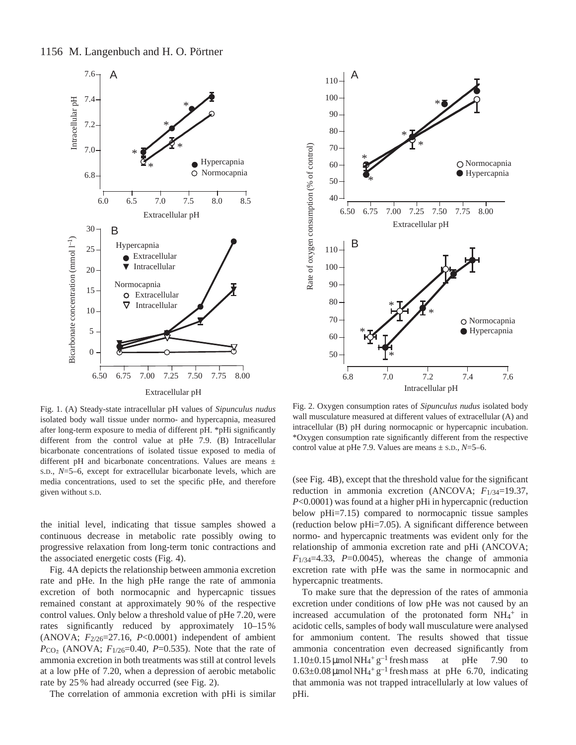Fig. 1. (A) Steady-state intracellular pH values of *Sipunculus nudus* isolated body wall tissue under normo- and hypercapnia, measured after long-term exposure to media of different pH. *pHi significantly different from the control value at pHe 7.9. (B) Intracellular bicarbonate concentrations of isolated tissue exposed to media of different pH and bicarbonate concentrations. Values are means ± S.D., $N$=5–6, except for extracellular bicarbonate levels, which are media concentrations, used to set the specific pHe, and therefore given without S.D.

Fig. 2. Oxygen consumption rates of *Sipunculus nudus* isolated body wall musculature measured at different values of extracellular (A) and intracellular (B) pH during normocapnic or hypercapnic incubation. *Oxygen consumption rate significantly different from the respective control value at pHe 7.9. Values are means ± S.D., $N$=5–6.

the initial level, indicating that tissue samples showed a continuous decrease in metabolic rate possibly owing to progressive relaxation from long-term tonic contractions and the associated energetic costs (Fig. 4).

Fig. 4A depicts the relationship between ammonia excretion rate and pHe. In the high pHe range the rate of ammonia excretion of both normocapnic and hypercapnic tissues remained constant at approximately 90 % of the respective control values. Only below a threshold value of pHe 7.20, were rates significantly reduced by approximately 10–15 % (ANOVA; $F_{2/26}$=27.16, $P$<0.0001) independent of ambient $P_{CO_2}$ (ANOVA; $F_{1/26}$=0.40, $P$=0.535). Note that the rate of ammonia excretion in both treatments was still at control levels at a low pHe of 7.20, when a depression of aerobic metabolic rate by 25 % had already occurred (see Fig. 2).

The correlation of ammonia excretion with pHi is similar (see Fig. 4B), except that the threshold value for the significant reduction in ammonia excretion (ANCOVA; $F_{1/34}$=19.37, $P$<0.0001) was found at a higher pHi in hypercapnic (reduction below pHi=7.15) compared to normocapnic tissue samples (reduction below pHi=7.05). A significant difference between normo- and hypercapnic treatments was evident only for the relationship of ammonia excretion rate and pHi (ANCOVA; $F_{1/34}$=4.33, $P$=0.0045), whereas the change of ammonia excretion rate with pHe was the same in normocapnic and hypercapnic treatments.

To make sure that the depression of the rates of ammonia excretion under conditions of low pHe was not caused by an increased accumulation of the protonated form $NH_4^+$ in acidotic cells, samples of body wall musculature were analysed for ammonium content. The results showed that tissue ammonia concentration even decreased significantly from 1.10±0.15 μmol $NH_4^+$ $g^{-1}$ fresh mass at pHe 7.90 to 0.63±0.08 μmol $NH_4^+$ $g^{-1}$ fresh mass at pHe 6.70, indicating that ammonia was not trapped intracellularly at low values of pHi.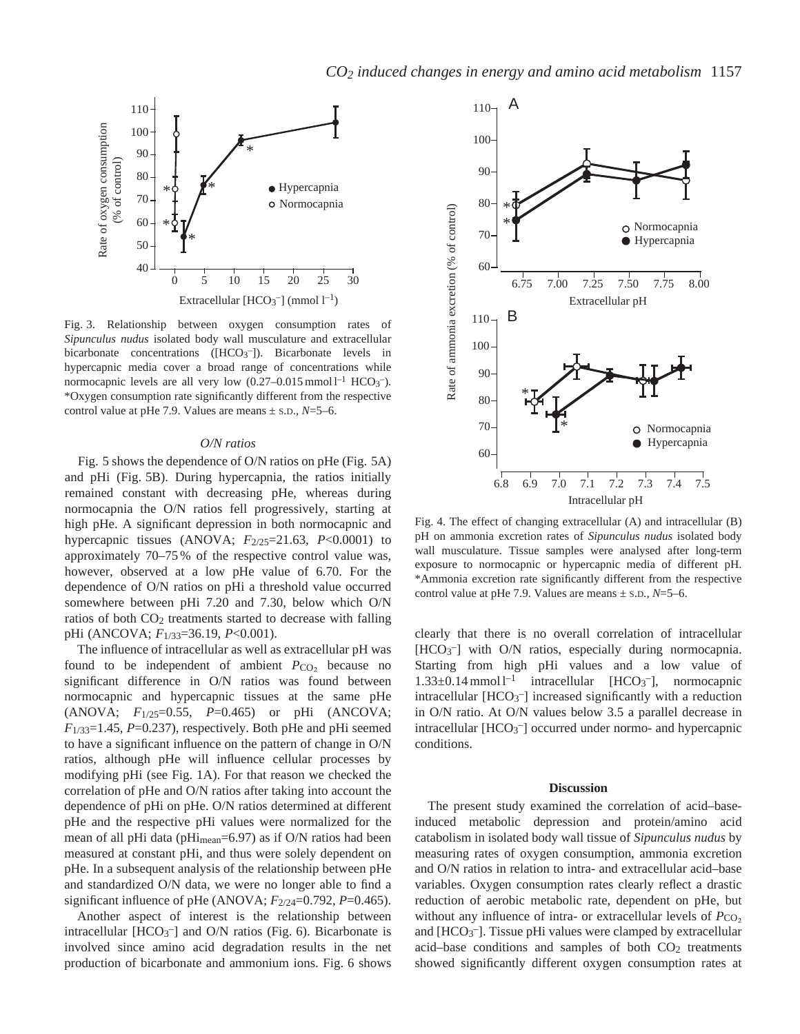Fig. 3. Relationship between oxygen consumption rates of *Sipunculus nudus* isolated body wall musculature and extracellular bicarbonate concentrations ($[HCO_3^-]$). Bicarbonate levels in hypercapnic media cover a broad range of concentrations while normocapnic levels are all very low (0.27–0.015 mmol $l^{-1}$ $HCO_3^-$). *Oxygen consumption rate significantly different from the respective control value at pHe 7.9. Values are means ± S.D., $N$=5–6.

Fig. 4. The effect of changing extracellular (A) and intracellular (B) pH on ammonia excretion rates of *Sipunculus nudus* isolated body wall musculature. Tissue samples were analysed after long-term exposure to normocapnic or hypercapnic media of different pH. *Ammonia excretion rate significantly different from the respective control value at pHe 7.9. Values are means ± S.D., $N$=5–6.

### O/N ratios

Fig. 5 shows the dependence of O/N ratios on pHe (Fig. 5A) and pHi (Fig. 5B). During hypercapnia, the ratios initially remained constant with decreasing pHe, whereas during normocapnia the O/N ratios fell progressively, starting at high pHe. A significant depression in both normocapnic and hypercapnic tissues (ANOVA; $F_{2/25}$=21.63, $P$<0.0001) to approximately 70–75 % of the respective control value was, however, observed at a low pHe value of 6.70. For the dependence of O/N ratios on pHi a threshold value occurred somewhere between pHi 7.20 and 7.30, below which O/N ratios of both $CO_2$ treatments started to decrease with falling pHi (ANCOVA; $F_{1/33}$=36.19, $P$<0.001).

The influence of intracellular as well as extracellular pH was found to be independent of ambient $P_{CO_2}$ because no significant difference in O/N ratios was found between normocapnic and hypercapnic tissues at the same pHe (ANOVA; $F_{1/25}$=0.55, $P$=0.465) or pHi (ANCOVA; $F_{1/33}$=1.45, $P$=0.237), respectively. Both pHe and pHi seemed to have a significant influence on the pattern of change in O/N ratios, although pHe will influence cellular processes by modifying pHi (see Fig. 1A). For that reason we checked the correlation of pHe and O/N ratios after taking into account the dependence of pHi on pHe. O/N ratios determined at different pHe and the respective pHi values were normalized for the mean of all pHi data ($pHi_{mean}$=6.97) as if O/N ratios had been measured at constant pHi, and thus were solely dependent on pHe. In a subsequent analysis of the relationship between pHe and standardized O/N data, we were no longer able to find a significant influence of pHe (ANOVA; $F_{2/24}$=0.792, $P$=0.465).

Another aspect of interest is the relationship between intracellular $[HCO_3^-]$ and O/N ratios (Fig. 6). Bicarbonate is involved since amino acid degradation results in the net production of bicarbonate and ammonium ions. Fig. 6 shows clearly that there is no overall correlation of intracellular $[HCO_3^-]$ with O/N ratios, especially during normocapnia. Starting from high pHi values and a low value of 1.33±0.14 mmol $l^{-1}$ intracellular $[HCO_3^-]$, normocapnic intracellular $[HCO_3^-]$ increased significantly with a reduction in O/N ratio. At O/N values below 3.5 a parallel decrease in intracellular $[HCO_3^-]$ occurred under normo- and hypercapnic conditions.

## Discussion

The present study examined the correlation of acid–base-induced metabolic depression and protein/amino acid catabolism in isolated body wall tissue of *Sipunculus nudus* by measuring rates of oxygen consumption, ammonia excretion and O/N ratios in relation to intra- and extracellular acid–base variables. Oxygen consumption rates clearly reflect a drastic reduction of aerobic metabolic rate, dependent on pHe, but without any influence of intra- or extracellular levels of $P_{CO_2}$ and $[HCO_3^-]$. Tissue pHi values were clamped by extracellular acid–base conditions and samples of both $CO_2$ treatments showed significantly different oxygen consumption rates at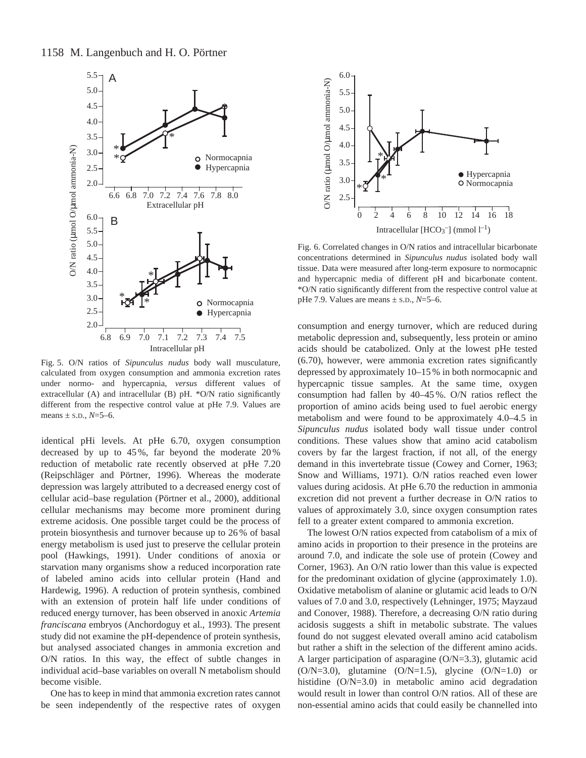Fig. 5. O/N ratios of *Sipunculus nudus* body wall musculature, calculated from oxygen consumption and ammonia excretion rates under normo- and hypercapnia, *versus* different values of extracellular (A) and intracellular (B) pH. *O/N ratio significantly different from the respective control value at pHe 7.9. Values are means ± S.D., $N$=5–6.

identical pHi levels. At pHe 6.70, oxygen consumption decreased by up to 45 %, far beyond the moderate 20 % reduction of metabolic rate recently observed at pHe 7.20 (Reipschläger and Pörtner, 1996). Whereas the moderate depression was largely attributed to a decreased energy cost of cellular acid–base regulation (Pörtner et al., 2000), additional cellular mechanisms may become more prominent during extreme acidosis. One possible target could be the process of protein biosynthesis and turnover because up to 26 % of basal energy metabolism is used just to preserve the cellular protein pool (Hawkings, 1991). Under conditions of anoxia or starvation many organisms show a reduced incorporation rate of labeled amino acids into cellular protein (Hand and Hardewig, 1996). A reduction of protein synthesis, combined with an extension of protein half life under conditions of reduced energy turnover, has been observed in anoxic *Artemia franciscana* embryos (Anchordoguy et al., 1993). The present study did not examine the pH-dependence of protein synthesis, but analysed associated changes in ammonia excretion and O/N ratios. In this way, the effect of subtle changes in individual acid–base variables on overall N metabolism should become visible.

One has to keep in mind that ammonia excretion rates cannot be seen independently of the respective rates of oxygen consumption and energy turnover, which are reduced during metabolic depression and, subsequently, less protein or amino acids should be catabolized. Only at the lowest pHe tested (6.70), however, were ammonia excretion rates significantly depressed by approximately 10–15 % in both normocapnic and hypercapnic tissue samples. At the same time, oxygen consumption had fallen by 40–45 %. O/N ratios reflect the proportion of amino acids being used to fuel aerobic energy metabolism and were found to be approximately 4.0–4.5 in *Sipunculus nudus* isolated body wall tissue under control conditions. These values show that amino acid catabolism covers by far the largest fraction, if not all, of the energy demand in this invertebrate tissue (Cowey and Corner, 1963; Snow and Williams, 1971). O/N ratios reached even lower values during acidosis. At pHe 6.70 the reduction in ammonia excretion did not prevent a further decrease in O/N ratios to values of approximately 3.0, since oxygen consumption rates fell to a greater extent compared to ammonia excretion.

Fig. 6. Correlated changes in O/N ratios and intracellular bicarbonate concentrations determined in *Sipunculus nudus* isolated body wall tissue. Data were measured after long-term exposure to normocapnic and hypercapnic media of different pH and bicarbonate content. *O/N ratio significantly different from the respective control value at pHe 7.9. Values are means ± S.D., $N$=5–6.

The lowest O/N ratios expected from catabolism of a mix of amino acids in proportion to their presence in the proteins are around 7.0, and indicate the sole use of protein (Cowey and Corner, 1963). An O/N ratio lower than this value is expected for the predominant oxidation of glycine (approximately 1.0). Oxidative metabolism of alanine or glutamic acid leads to O/N values of 7.0 and 3.0, respectively (Lehninger, 1975; Mayzaud and Conover, 1988). Therefore, a decreasing O/N ratio during acidosis suggests a shift in metabolic substrate. The values found do not suggest elevated overall amino acid catabolism but rather a shift in the selection of the different amino acids. A larger participation of asparagine (O/N=3.3), glutamic acid (O/N=3.0), glutamine (O/N=1.5), glycine (O/N=1.0) or histidine (O/N=3.0) in metabolic amino acid degradation would result in lower than control O/N ratios. All of these are non-essential amino acids that could easily be channelled into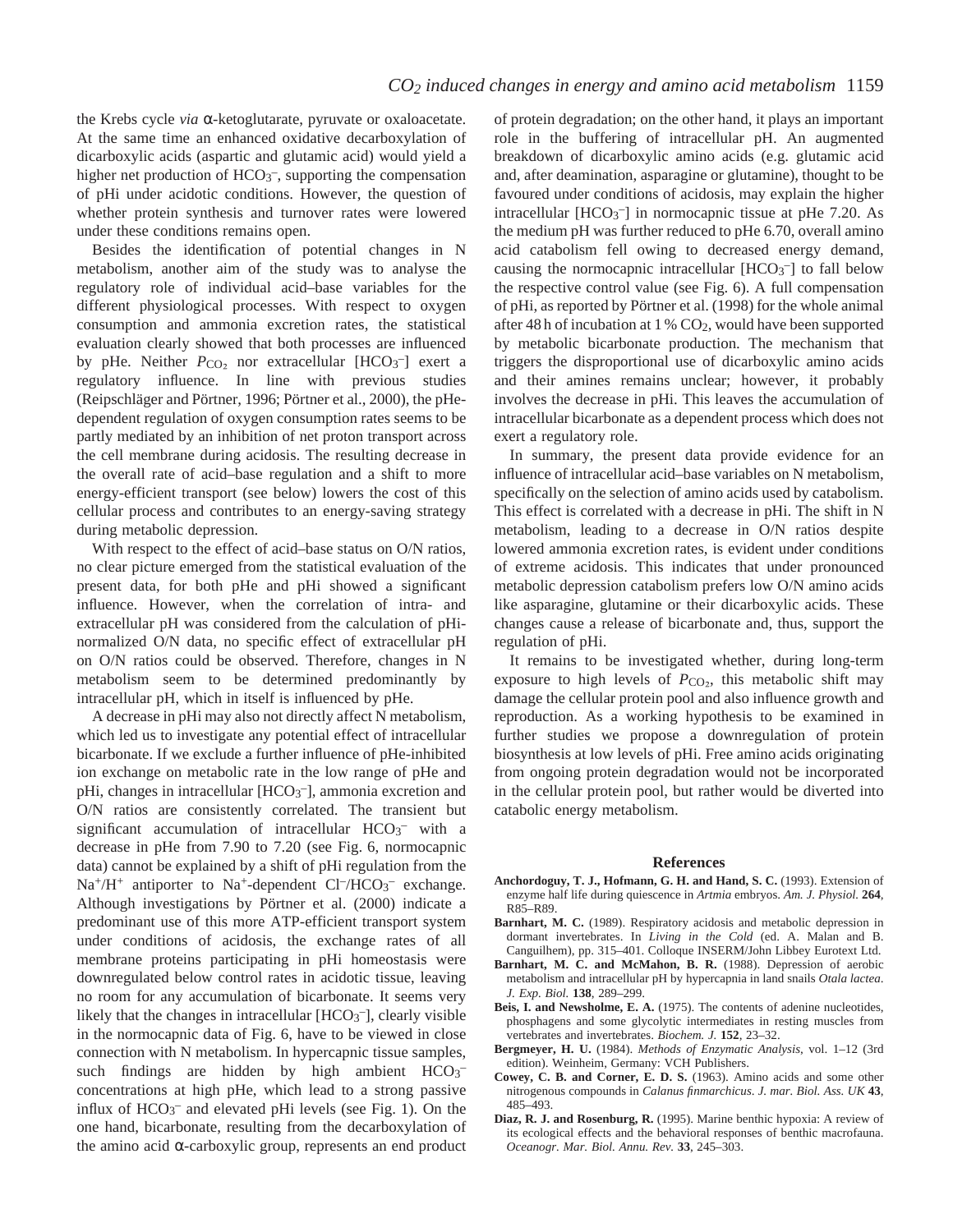the Krebs cycle *via* α-ketoglutarate, pyruvate or oxaloacetate. At the same time an enhanced oxidative decarboxylation of dicarboxylic acids (aspartic and glutamic acid) would yield a higher net production of $HCO_3^-$, supporting the compensation of pHi under acidotic conditions. However, the question of whether protein synthesis and turnover rates were lowered under these conditions remains open.

Besides the identification of potential changes in N metabolism, another aim of the study was to analyse the regulatory role of individual acid–base variables for the different physiological processes. With respect to oxygen consumption and ammonia excretion rates, the statistical evaluation clearly showed that both processes are influenced by pHe. Neither $P_{CO_2}$ nor extracellular [$HCO_3^-$] exert a regulatory influence. In line with previous studies (Reipschläger and Pörtner, 1996; Pörtner et al., 2000), the pHe-dependent regulation of oxygen consumption rates seems to be partly mediated by an inhibition of net proton transport across the cell membrane during acidosis. The resulting decrease in the overall rate of acid–base regulation and a shift to more energy-efficient transport (see below) lowers the cost of this cellular process and contributes to an energy-saving strategy during metabolic depression.

With respect to the effect of acid–base status on O/N ratios, no clear picture emerged from the statistical evaluation of the present data, for both pHe and pHi showed a significant influence. However, when the correlation of intra- and extracellular pH was considered from the calculation of pHi-normalized O/N data, no specific effect of extracellular pH on O/N ratios could be observed. Therefore, changes in N metabolism seem to be determined predominantly by intracellular pH, which in itself is influenced by pHe.

A decrease in pHi may also not directly affect N metabolism, which led us to investigate any potential effect of intracellular bicarbonate. If we exclude a further influence of pHe-inhibited ion exchange on metabolic rate in the low range of pHe and pHi, changes in intracellular [$HCO_3^-$], ammonia excretion and O/N ratios are consistently correlated. The transient but significant accumulation of intracellular $HCO_3^-$ with a decrease in pHe from 7.90 to 7.20 (see Fig. 6, normocapnic data) cannot be explained by a shift of pHi regulation from the $Na^+/H^+$ antiporter to $Na^+$-dependent $Cl^-/HCO_3^-$ exchange. Although investigations by Pörtner et al. (2000) indicate a predominant use of this more ATP-efficient transport system under conditions of acidosis, the exchange rates of all membrane proteins participating in pHi homeostasis were downregulated below control rates in acidotic tissue, leaving no room for any accumulation of bicarbonate. It seems very likely that the changes in intracellular [$HCO_3^-$], clearly visible in the normocapnic data of Fig. 6, have to be viewed in close connection with N metabolism. In hypercapnic tissue samples, such findings are hidden by high ambient $HCO_3^-$ concentrations at high pHe, which lead to a strong passive influx of $HCO_3^-$ and elevated pHi levels (see Fig. 1). On the one hand, bicarbonate, resulting from the decarboxylation of the amino acid α-carboxylic group, represents an end product of protein degradation; on the other hand, it plays an important role in the buffering of intracellular pH. An augmented breakdown of dicarboxylic amino acids (e.g. glutamic acid and, after deamination, asparagine or glutamine), thought to be favoured under conditions of acidosis, may explain the higher intracellular [$HCO_3^-$] in normocapnic tissue at pHe 7.20. As the medium pH was further reduced to pHe 6.70, overall amino acid catabolism fell owing to decreased energy demand, causing the normocapnic intracellular [$HCO_3^-$] to fall below the respective control value (see Fig. 6). A full compensation of pHi, as reported by Pörtner et al. (1998) for the whole animal after 48 h of incubation at 1 % $CO_2$, would have been supported by metabolic bicarbonate production. The mechanism that triggers the disproportional use of dicarboxylic amino acids and their amines remains unclear; however, it probably involves the decrease in pHi. This leaves the accumulation of intracellular bicarbonate as a dependent process which does not exert a regulatory role.

In summary, the present data provide evidence for an influence of intracellular acid–base variables on N metabolism, specifically on the selection of amino acids used by catabolism. This effect is correlated with a decrease in pHi. The shift in N metabolism, leading to a decrease in O/N ratios despite lowered ammonia excretion rates, is evident under conditions of extreme acidosis. This indicates that under pronounced metabolic depression catabolism prefers low O/N amino acids like asparagine, glutamine or their dicarboxylic acids. These changes cause a release of bicarbonate and, thus, support the regulation of pHi.

It remains to be investigated whether, during long-term exposure to high levels of $P_{CO_2}$, this metabolic shift may damage the cellular protein pool and also influence growth and reproduction. As a working hypothesis to be examined in further studies we propose a downregulation of protein biosynthesis at low levels of pHi. Free amino acids originating from ongoing protein degradation would not be incorporated in the cellular protein pool, but rather would be diverted into catabolic energy metabolism.

## References

**Anchordoguy, T. J., Hofmann, G. H. and Hand, S. C.** (1993). Extension of enzyme half life during quiescence in *Artmia* embryos. *Am. J. Physiol.* **264**, R85–R89.

**Barnhart, M. C.** (1989). Respiratory acidosis and metabolic depression in dormant invertebrates. In *Living in the Cold* (ed. A. Malan and B. Canguilhem), pp. 315–401. Colloque INSERM/John Libbey Eurotext Ltd.

**Barnhart, M. C. and McMahon, B. R.** (1988). Depression of aerobic metabolism and intracellular pH by hypercapnia in land snails *Otala lactea*. *J. Exp. Biol.* **138**, 289–299.

**Beis, I. and Newsholme, E. A.** (1975). The contents of adenine nucleotides, phosphagens and some glycolytic intermediates in resting muscles from vertebrates and invertebrates. *Biochem. J.* **152**, 23–32.

**Bergmeyer, H. U.** (1984). *Methods of Enzymatic Analysis*, vol. 1–12 (3rd edition). Weinheim, Germany: VCH Publishers.

**Cowey, C. B. and Corner, E. D. S.** (1963). Amino acids and some other nitrogenous compounds in *Calanus finmarchicus*. *J. mar. Biol. Ass. UK* **43**, 485–493.

**Diaz, R. J. and Rosenburg, R.** (1995). Marine benthic hypoxia: A review of its ecological effects and the behavioral responses of benthic macrofauna. *Oceanogr. Mar. Biol. Annu. Rev.* **33**, 245–303.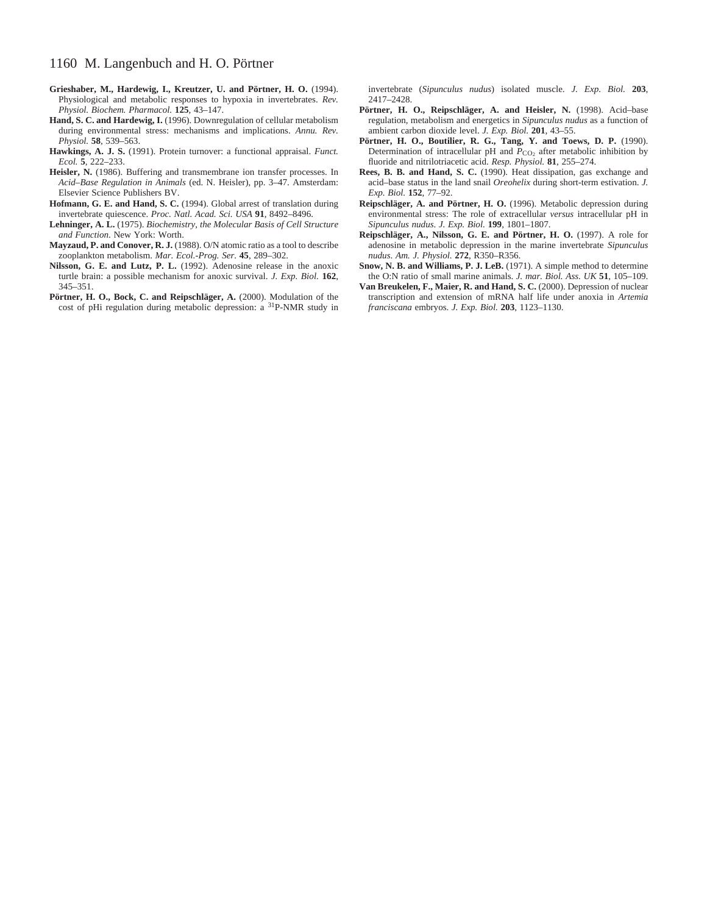**Grieshaber, M., Hardewig, I., Kreutzer, U. and Pörtner, H. O.** (1994). Physiological and metabolic responses to hypoxia in invertebrates. *Rev. Physiol. Biochem. Pharmacol.* **125**, 43–147.

**Hand, S. C. and Hardewig, I.** (1996). Downregulation of cellular metabolism during environmental stress: mechanisms and implications. *Annu. Rev. Physiol.* **58**, 539–563.

**Hawkings, A. J. S.** (1991). Protein turnover: a functional appraisal. *Funct. Ecol.* **5**, 222–233.

**Heisler, N.** (1986). Buffering and transmembrane ion transfer processes. In *Acid–Base Regulation in Animals* (ed. N. Heisler), pp. 3–47. Amsterdam: Elsevier Science Publishers BV.

**Hofmann, G. E. and Hand, S. C.** (1994). Global arrest of translation during invertebrate quiescence. *Proc. Natl. Acad. Sci. USA* **91**, 8492–8496.

**Lehninger, A. L.** (1975). *Biochemistry, the Molecular Basis of Cell Structure and Function*. New York: Worth.

**Mayzaud, P. and Conover, R. J.** (1988). O/N atomic ratio as a tool to describe zooplankton metabolism. *Mar. Ecol.-Prog. Ser.* **45**, 289–302.

**Nilsson, G. E. and Lutz, P. L.** (1992). Adenosine release in the anoxic turtle brain: a possible mechanism for anoxic survival. *J. Exp. Biol.* **162**, 345–351.

**Pörtner, H. O., Bock, C. and Reipschläger, A.** (2000). Modulation of the cost of pHi regulation during metabolic depression: a $^{31}$P-NMR study in invertebrate (*Sipunculus nudus*) isolated muscle. *J. Exp. Biol.* **203**, 2417–2428.

**Pörtner, H. O., Reipschläger, A. and Heisler, N.** (1998). Acid–base regulation, metabolism and energetics in *Sipunculus nudus* as a function of ambient carbon dioxide level. *J. Exp. Biol.* **201**, 43–55.

**Pörtner, H. O., Boutilier, R. G., Tang, Y. and Toews, D. P.** (1990). Determination of intracellular pH and $P_{CO_2}$ after metabolic inhibition by fluoride and nitrilotriacetic acid. *Resp. Physiol.* **81**, 255–274.

**Rees, B. B. and Hand, S. C.** (1990). Heat dissipation, gas exchange and acid–base status in the land snail *Oreohelix* during short-term estivation. *J. Exp. Biol.* **152**, 77–92.

**Reipschläger, A. and Pörtner, H. O.** (1996). Metabolic depression during environmental stress: The role of extracellular *versus* intracellular pH in *Sipunculus nudus*. *J. Exp. Biol.* **199**, 1801–1807.

**Reipschläger, A., Nilsson, G. E. and Pörtner, H. O.** (1997). A role for adenosine in metabolic depression in the marine invertebrate *Sipunculus nudus*. *Am. J. Physiol.* **272**, R350–R356.

**Snow, N. B. and Williams, P. J. LeB.** (1971). A simple method to determine the O:N ratio of small marine animals. *J. mar. Biol. Ass. UK* **51**, 105–109.

**Van Breukelen, F., Maier, R. and Hand, S. C.** (2000). Depression of nuclear transcription and extension of mRNA half life under anoxia in *Artemia franciscana* embryos. *J. Exp. Biol.* **203**, 1123–1130.